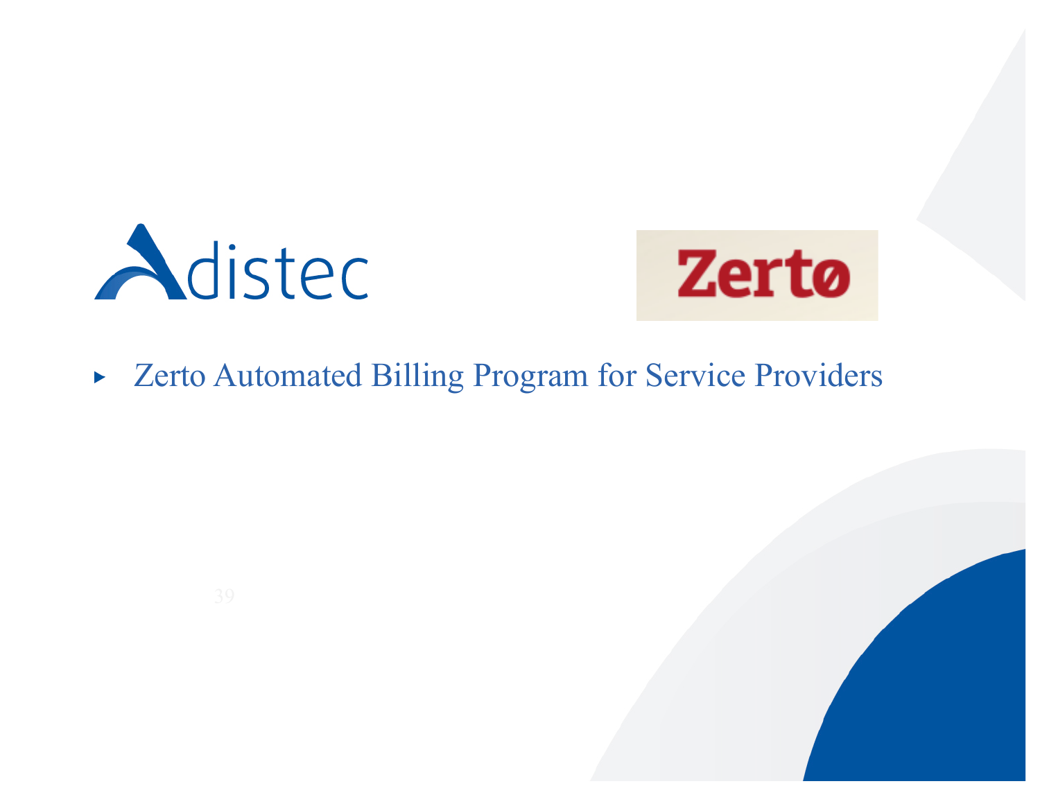Adistec

Zerto

- Zerto Automated Billing Program for Service Providers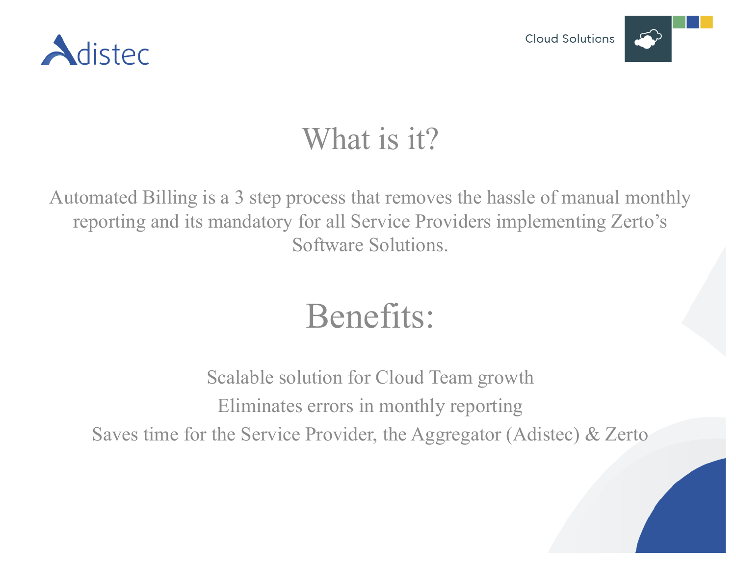# What is it?

Automated Billing is a 3 step process that removes the hassle of manual monthly reporting and its mandatory for all Service Providers implementing Zerto's Software Solutions.

# Benefits:

Scalable solution for Cloud Team growth

Eliminates errors in monthly reporting

Saves time for the Service Provider, the Aggregator (Adistec) & Zerto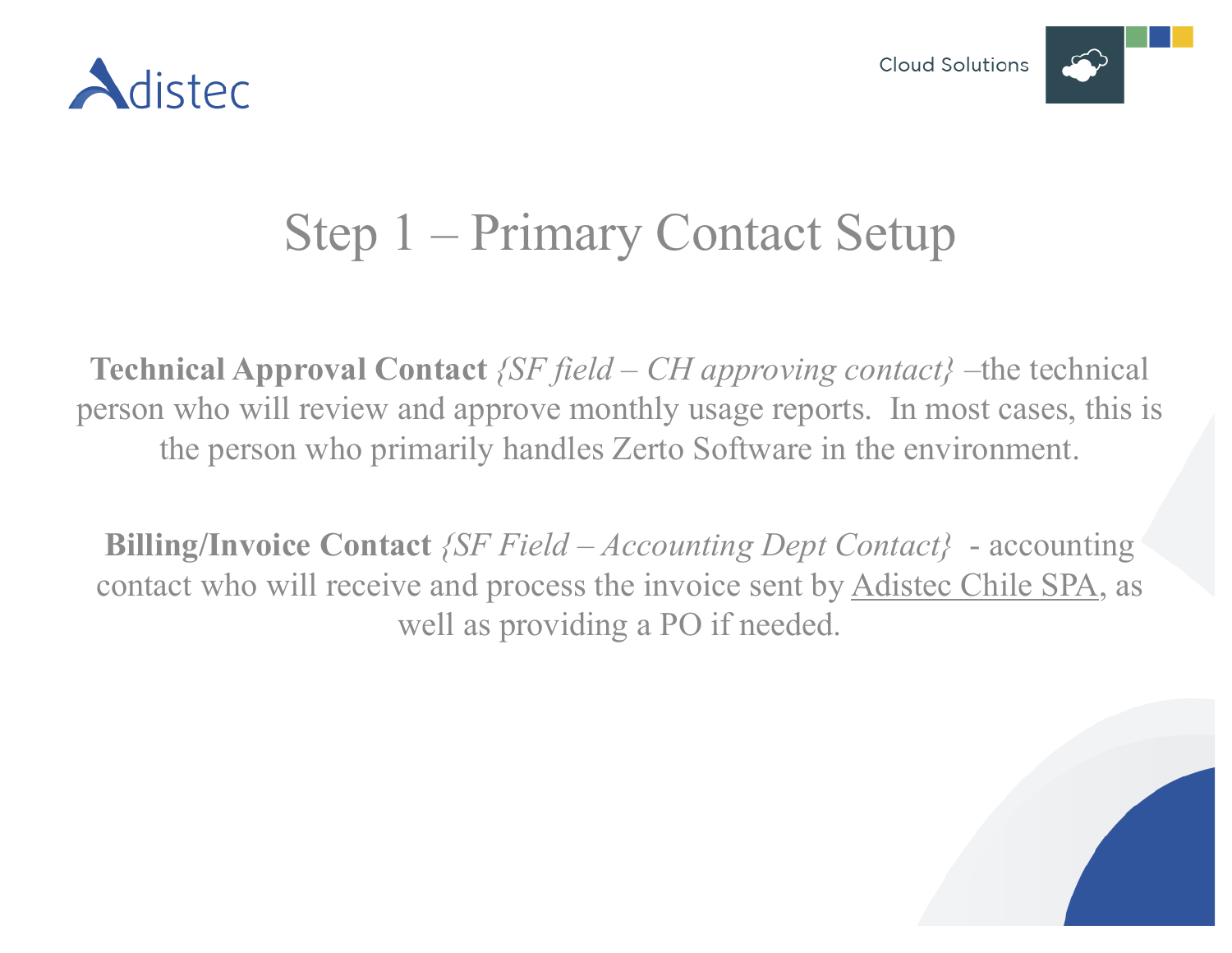# Step 1 – Primary Contact Setup

**Technical Approval Contact** *{SF field – CH approving contact}* –the technical person who will review and approve monthly usage reports. In most cases, this is the person who primarily handles Zerto Software in the environment.

**Billing/Invoice Contact** *{SF Field – Accounting Dept Contact}* - accounting contact who will receive and process the invoice sent by Adistec Chile SPA, as well as providing a PO if needed.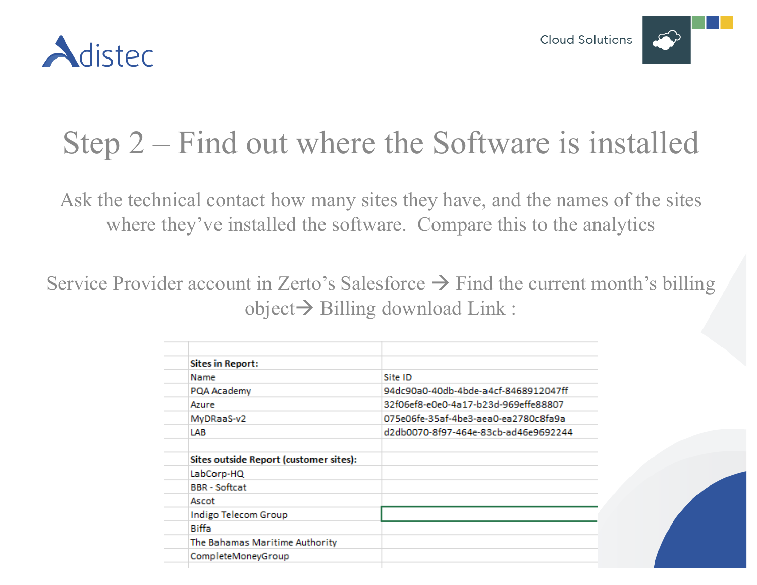# Step 2 – Find out where the Software is installed

Ask the technical contact how many sites they have, and the names of the sites where they've installed the software. Compare this to the analytics

Service Provider account in Zerto's Salesforce → Find the current month's billing object→ Billing download Link :

| **Sites in Report:** | |
|---|---|
| Name | Site ID |
| PQA Academy | 94dc90a0-40db-4bde-a4cf-8468912047ff |
| Azure | 32f06ef8-e0e0-4a17-b23d-969effe88807 |
| MyDRaaS-v2 | 075e06fe-35af-4be3-aea0-ea2780c8fa9a |
| LAB | d2db0070-8f97-464e-83cb-ad46e9692244 |
| | |
| **Sites outside Report (customer sites):** | |
| LabCorp-HQ | |
| BBR - Softcat | |
| Ascot | |
| Indigo Telecom Group | |
| Biffa | |
| The Bahamas Maritime Authority | |
| CompleteMoneyGroup | |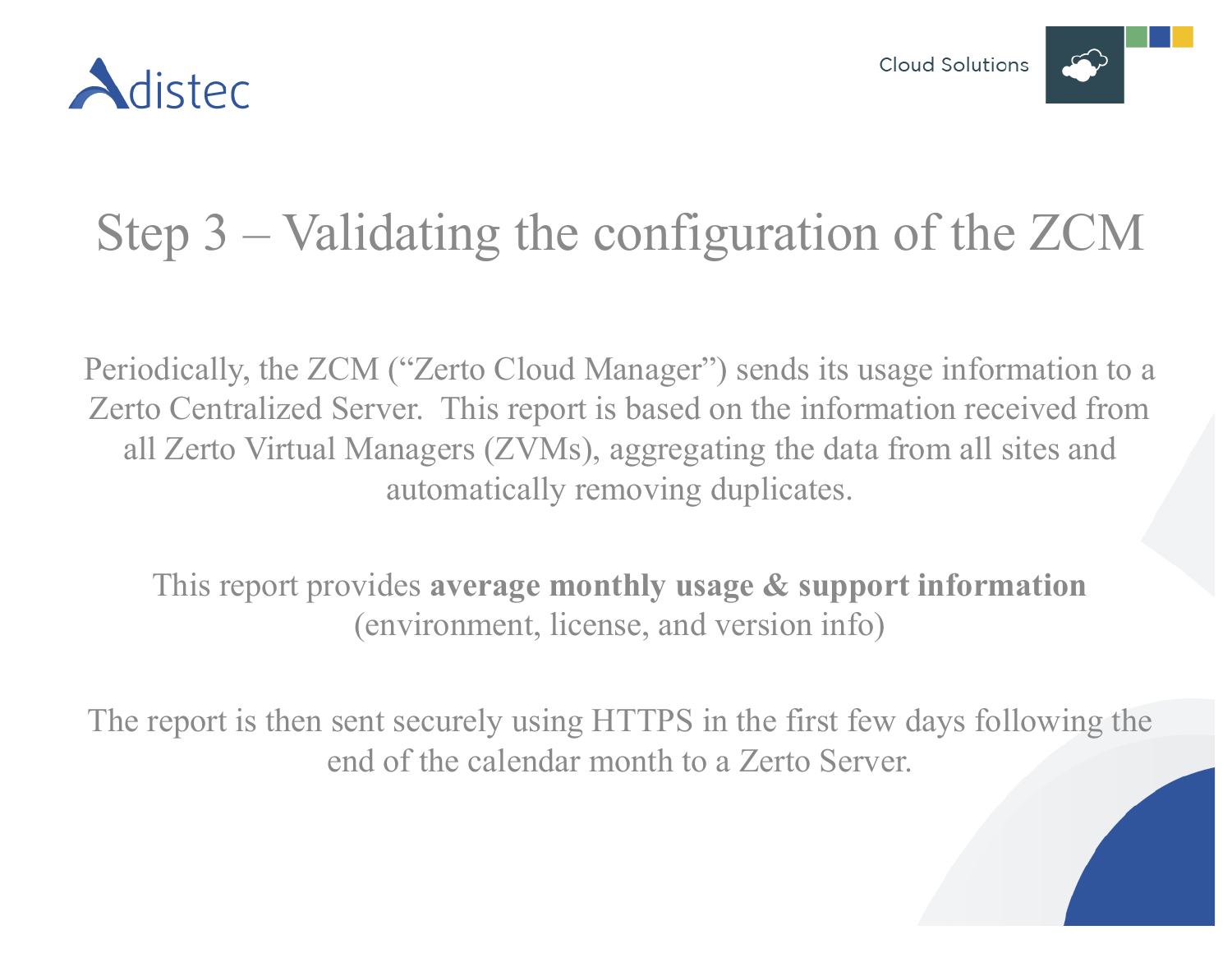# Step 3 – Validating the configuration of the ZCM

Periodically, the ZCM ("Zerto Cloud Manager") sends its usage information to a Zerto Centralized Server. This report is based on the information received from all Zerto Virtual Managers (ZVMs), aggregating the data from all sites and automatically removing duplicates.

This report provides **average monthly usage & support information** (environment, license, and version info)

The report is then sent securely using HTTPS in the first few days following the end of the calendar month to a Zerto Server.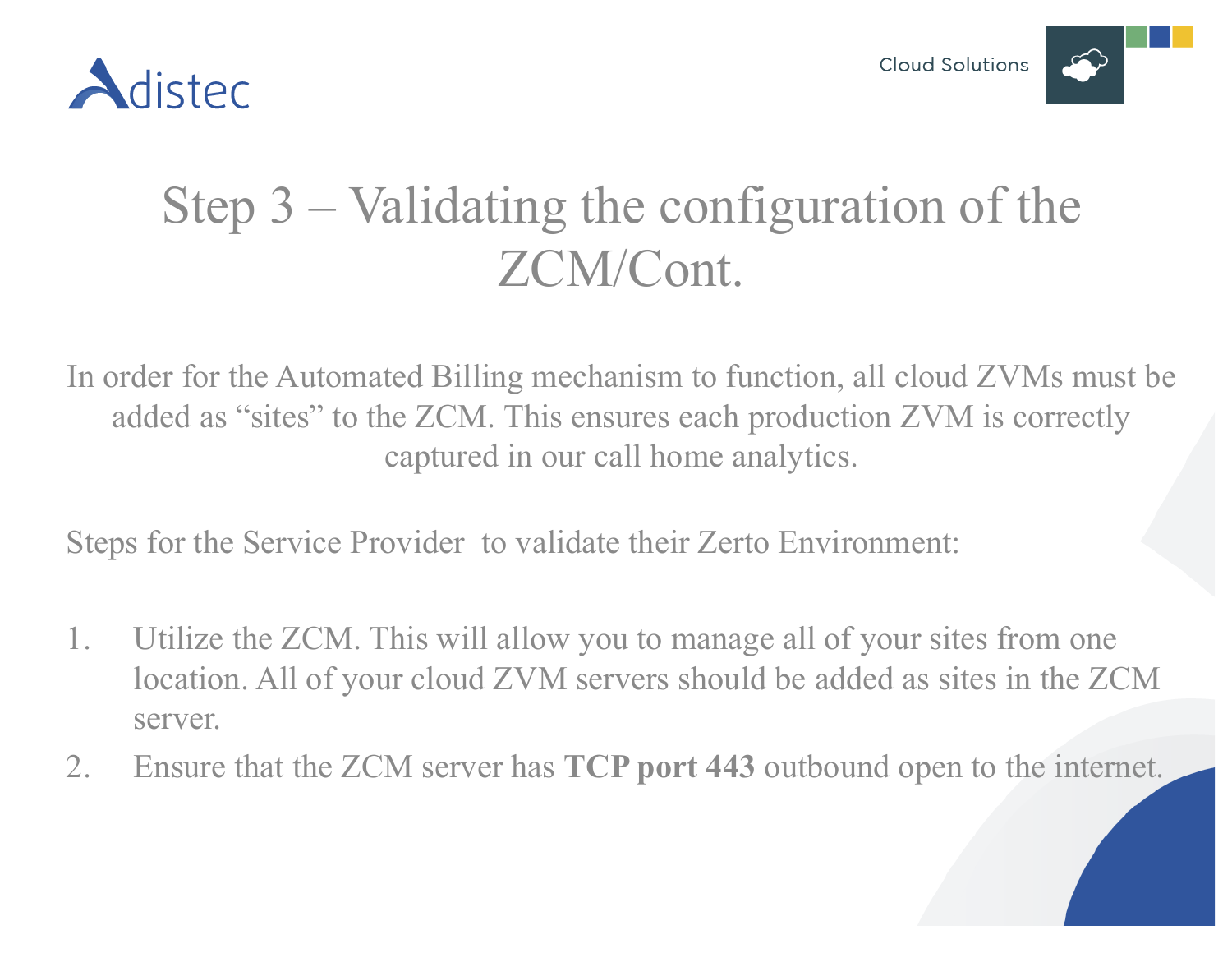# Step 3 – Validating the configuration of the ZCM/Cont.

In order for the Automated Billing mechanism to function, all cloud ZVMs must be added as "sites" to the ZCM. This ensures each production ZVM is correctly captured in our call home analytics.

Steps for the Service Provider to validate their Zerto Environment:

1. Utilize the ZCM. This will allow you to manage all of your sites from one location. All of your cloud ZVM servers should be added as sites in the ZCM server.
2. Ensure that the ZCM server has **TCP port 443** outbound open to the internet.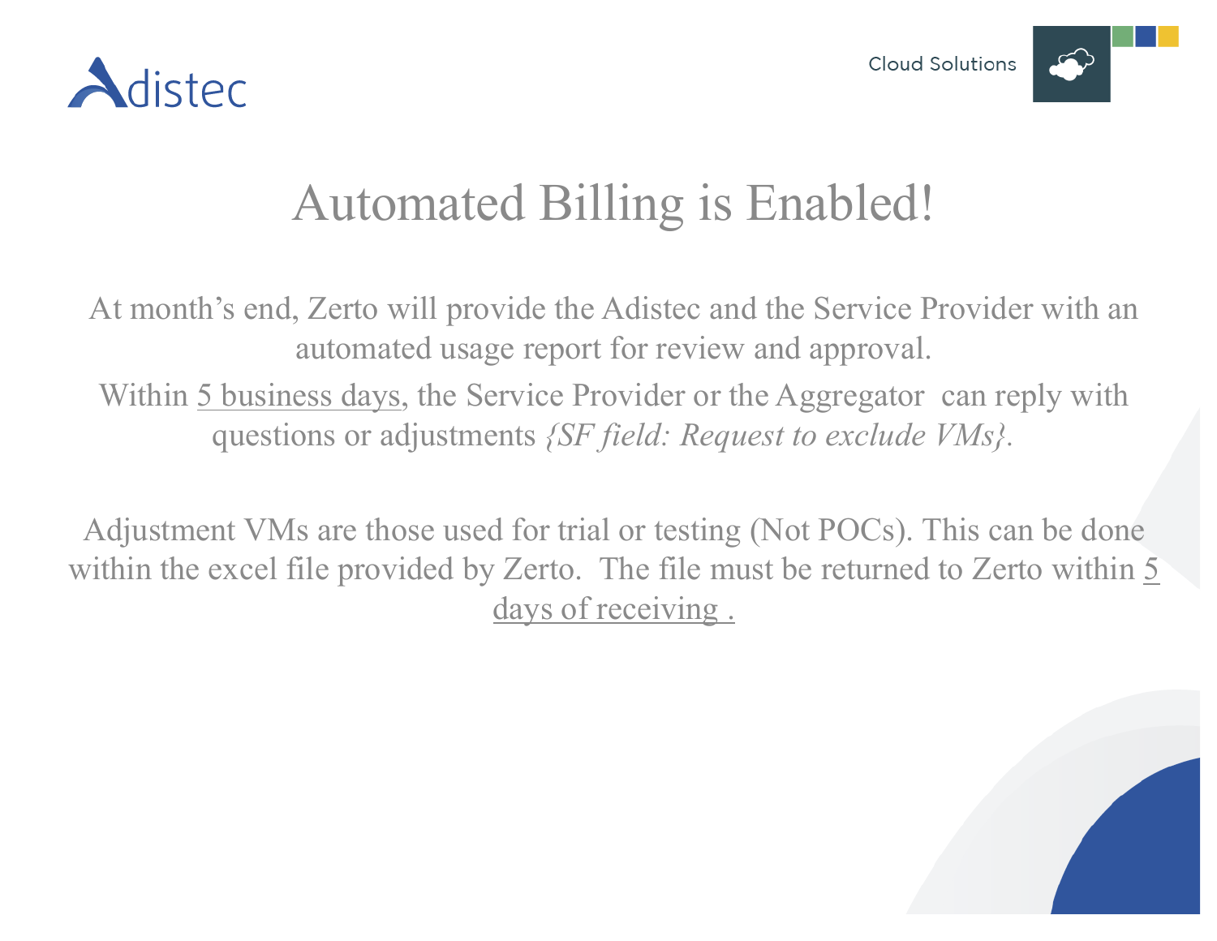# Automated Billing is Enabled!

At month's end, Zerto will provide the Adistec and the Service Provider with an automated usage report for review and approval.

Within 5 business days, the Service Provider or the Aggregator can reply with questions or adjustments *{SF field: Request to exclude VMs}*.

Adjustment VMs are those used for trial or testing (Not POCs). This can be done within the excel file provided by Zerto. The file must be returned to Zerto within 5 days of receiving .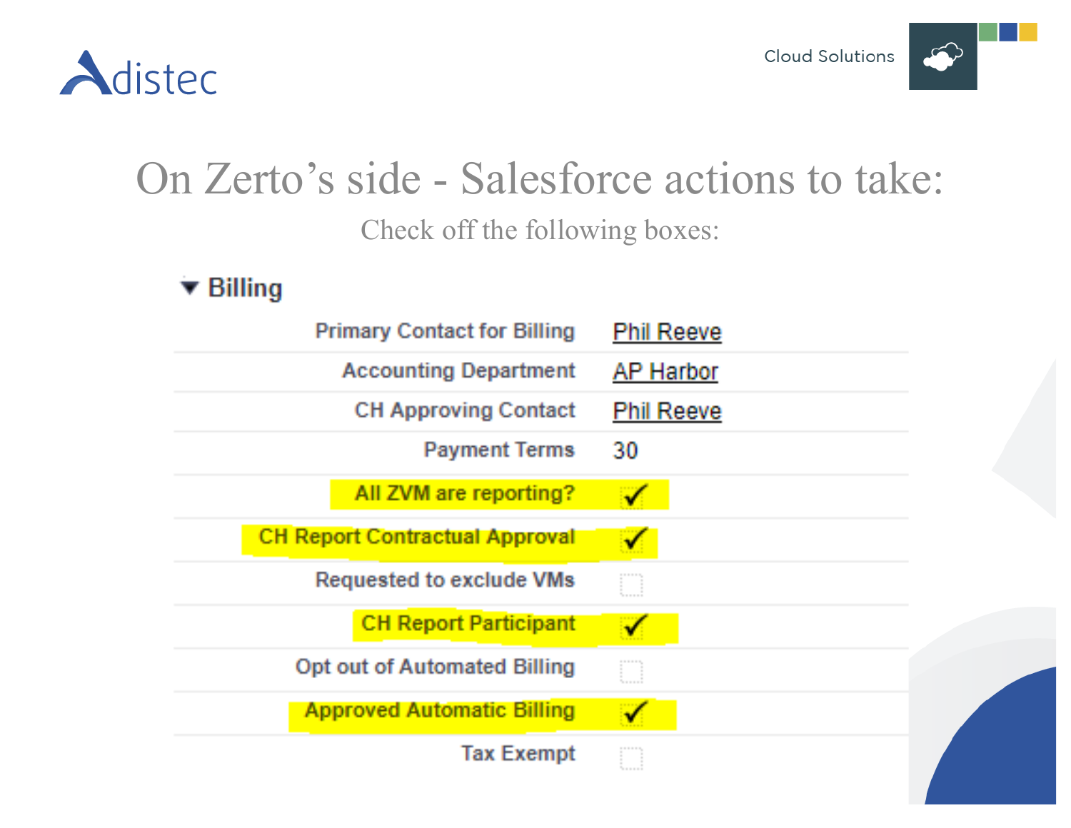# On Zerto's side - Salesforce actions to take:

Check off the following boxes:

### ▼ Billing

| Field | Value |
|---|---|
| Primary Contact for Billing | Phil Reeve |
| Accounting Department | AP Harbor |
| CH Approving Contact | Phil Reeve |
| Payment Terms | 30 |
| All ZVM are reporting? | ✓ |
| CH Report Contractual Approval | ✓ |
| Requested to exclude VMs | ☐ |
| CH Report Participant | ✓ |
| Opt out of Automated Billing | ☐ |
| Approved Automatic Billing | ✓ |
| Tax Exempt | ☐ |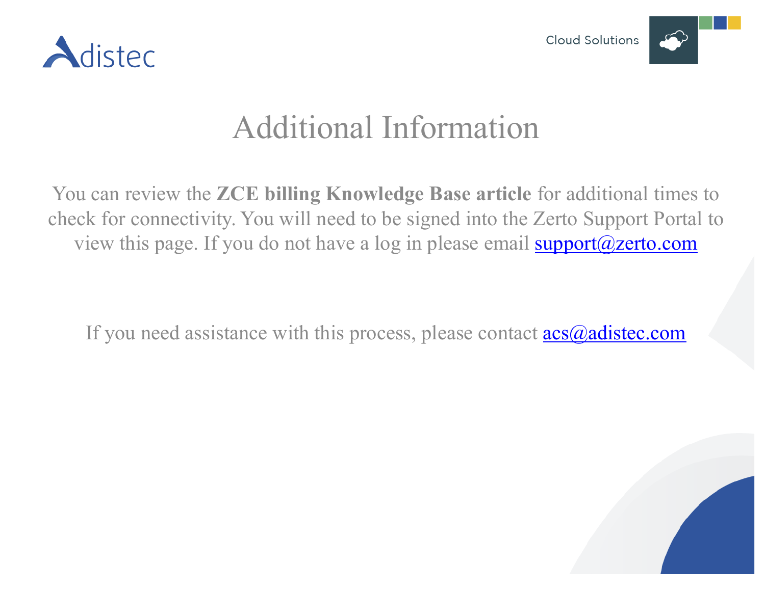# Additional Information

You can review the **ZCE billing Knowledge Base article** for additional times to check for connectivity. You will need to be signed into the Zerto Support Portal to view this page. If you do not have a log in please email support@zerto.com

If you need assistance with this process, please contact acs@adistec.com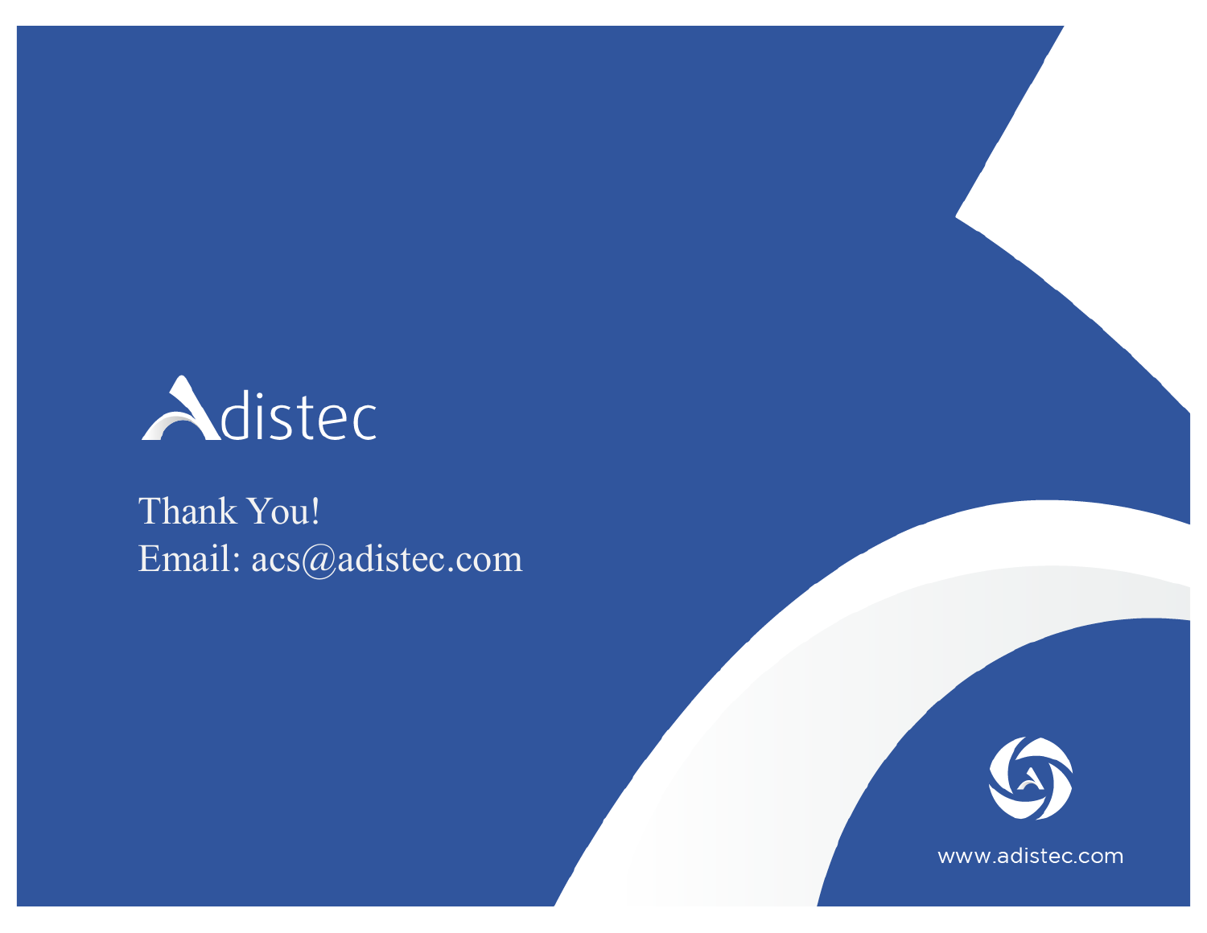Adistec

Thank You!
Email: acs@adistec.com

www.adistec.com